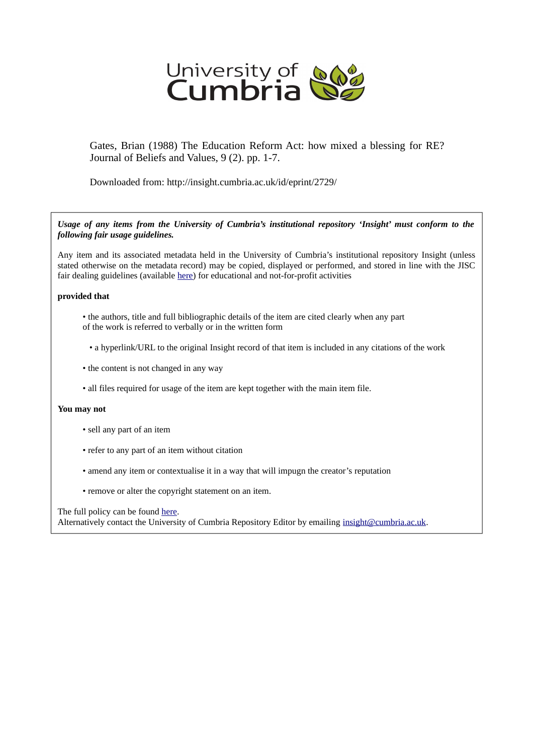University of Cumbria

Gates, Brian (1988) The Education Reform Act: how mixed a blessing for RE? Journal of Beliefs and Values, 9 (2). pp. 1-7.

Downloaded from: http://insight.cumbria.ac.uk/id/eprint/2729/

***Usage of any items from the University of Cumbria's institutional repository 'Insight' must conform to the following fair usage guidelines.***

Any item and its associated metadata held in the University of Cumbria's institutional repository Insight (unless stated otherwise on the metadata record) may be copied, displayed or performed, and stored in line with the JISC fair dealing guidelines (available here) for educational and not-for-profit activities

**provided that**

- the authors, title and full bibliographic details of the item are cited clearly when any part of the work is referred to verbally or in the written form
- a hyperlink/URL to the original Insight record of that item is included in any citations of the work
- the content is not changed in any way
- all files required for usage of the item are kept together with the main item file.

**You may not**

- sell any part of an item
- refer to any part of an item without citation
- amend any item or contextualise it in a way that will impugn the creator's reputation
- remove or alter the copyright statement on an item.

The full policy can be found here.
Alternatively contact the University of Cumbria Repository Editor by emailing insight@cumbria.ac.uk.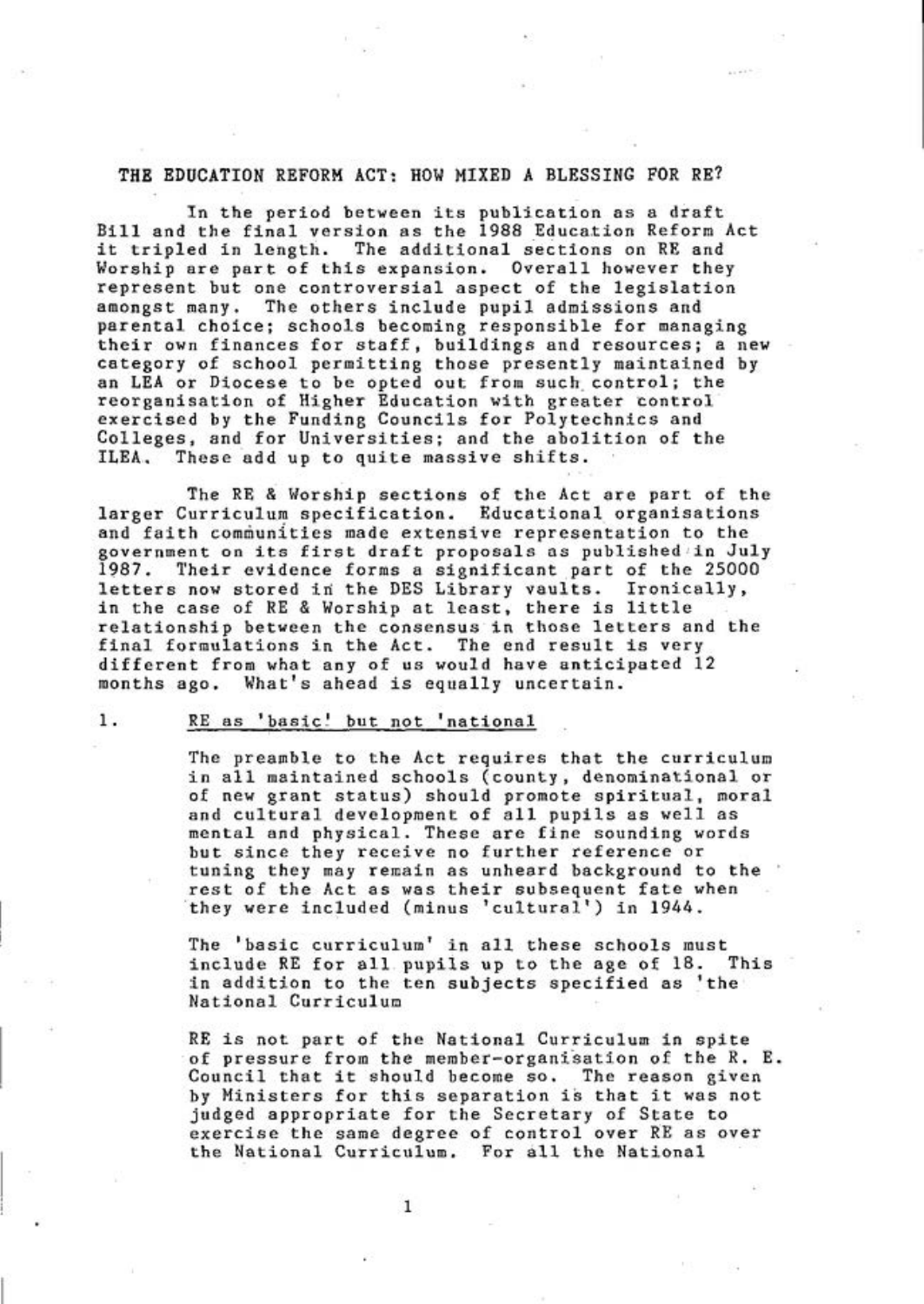# THE EDUCATION REFORM ACT: HOW MIXED A BLESSING FOR RE?

In the period between its publication as a draft Bill and the final version as the 1988 Education Reform Act it tripled in length. The additional sections on RE and Worship are part of this expansion. Overall however they represent but one controversial aspect of the legislation amongst many. The others include pupil admissions and parental choice; schools becoming responsible for managing their own finances for staff, buildings and resources; a new category of school permitting those presently maintained by an LEA or Diocese to be opted out from such control; the reorganisation of Higher Education with greater control exercised by the Funding Councils for Polytechnics and Colleges, and for Universities; and the abolition of the ILEA. These add up to quite massive shifts.

The RE & Worship sections of the Act are part of the larger Curriculum specification. Educational organisations and faith communities made extensive representation to the government on its first draft proposals as published in July 1987. Their evidence forms a significant part of the 25000 letters now stored in the DES Library vaults. Ironically, in the case of RE & Worship at least, there is little relationship between the consensus in those letters and the final formulations in the Act. The end result is very different from what any of us would have anticipated 12 months ago. What's ahead is equally uncertain.

## 1. RE as 'basic' but not 'national

The preamble to the Act requires that the curriculum in all maintained schools (county, denominational or of new grant status) should promote spiritual, moral and cultural development of all pupils as well as mental and physical. These are fine sounding words but since they receive no further reference or tuning they may remain as unheard background to the rest of the Act as was their subsequent fate when they were included (minus 'cultural') in 1944.

The 'basic curriculum' in all these schools must include RE for all pupils up to the age of 18. This in addition to the ten subjects specified as 'the National Curriculum

RE is not part of the National Curriculum in spite of pressure from the member-organisation of the R. E. Council that it should become so. The reason given by Ministers for this separation is that it was not judged appropriate for the Secretary of State to exercise the same degree of control over RE as over the National Curriculum. For all the National